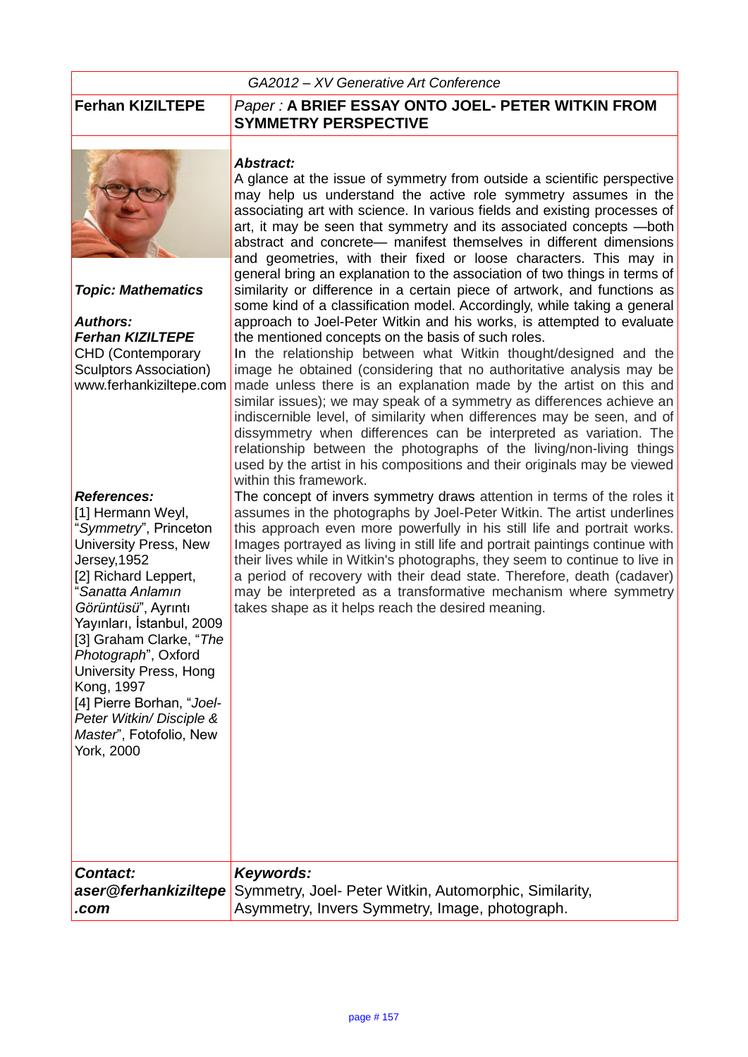GA2012 – XV Generative Art Conference

**Ferhan KIZILTEPE**

*Paper :* **A BRIEF ESSAY ONTO JOEL- PETER WITKIN FROM SYMMETRY PERSPECTIVE**

***Topic: Mathematics***

***Authors:***
***Ferhan KIZILTEPE***
CHD (Contemporary Sculptors Association)
www.ferhankiziltepe.com

***Abstract:***

A glance at the issue of symmetry from outside a scientific perspective may help us understand the active role symmetry assumes in the associating art with science. In various fields and existing processes of art, it may be seen that symmetry and its associated concepts —both abstract and concrete— manifest themselves in different dimensions and geometries, with their fixed or loose characters. This may in general bring an explanation to the association of two things in terms of similarity or difference in a certain piece of artwork, and functions as some kind of a classification model. Accordingly, while taking a general approach to Joel-Peter Witkin and his works, is attempted to evaluate the mentioned concepts on the basis of such roles.

In the relationship between what Witkin thought/designed and the image he obtained (considering that no authoritative analysis may be made unless there is an explanation made by the artist on this and similar issues); we may speak of a symmetry as differences achieve an indiscernible level, of similarity when differences may be seen, and of dissymmetry when differences can be interpreted as variation. The relationship between the photographs of the living/non-living things used by the artist in his compositions and their originals may be viewed within this framework.

The concept of invers symmetry draws attention in terms of the roles it assumes in the photographs by Joel-Peter Witkin. The artist underlines this approach even more powerfully in his still life and portrait works. Images portrayed as living in still life and portrait paintings continue with their lives while in Witkin's photographs, they seem to continue to live in a period of recovery with their dead state. Therefore, death (cadaver) may be interpreted as a transformative mechanism where symmetry takes shape as it helps reach the desired meaning.

***References:***

[1] Hermann Weyl, "*Symmetry*", Princeton University Press, New Jersey,1952

[2] Richard Leppert, "*Sanatta Anlamın Görüntüsü*", Ayrıntı Yayınları, İstanbul, 2009

[3] Graham Clarke, "*The Photograph*", Oxford University Press, Hong Kong, 1997

[4] Pierre Borhan, "*Joel-Peter Witkin/ Disciple & Master*", Fotofolio, New York, 2000

***Contact:***
***aser@ferhankiziltepe.com***

***Keywords:***
Symmetry, Joel- Peter Witkin, Automorphic, Similarity, Asymmetry, Invers Symmetry, Image, photograph.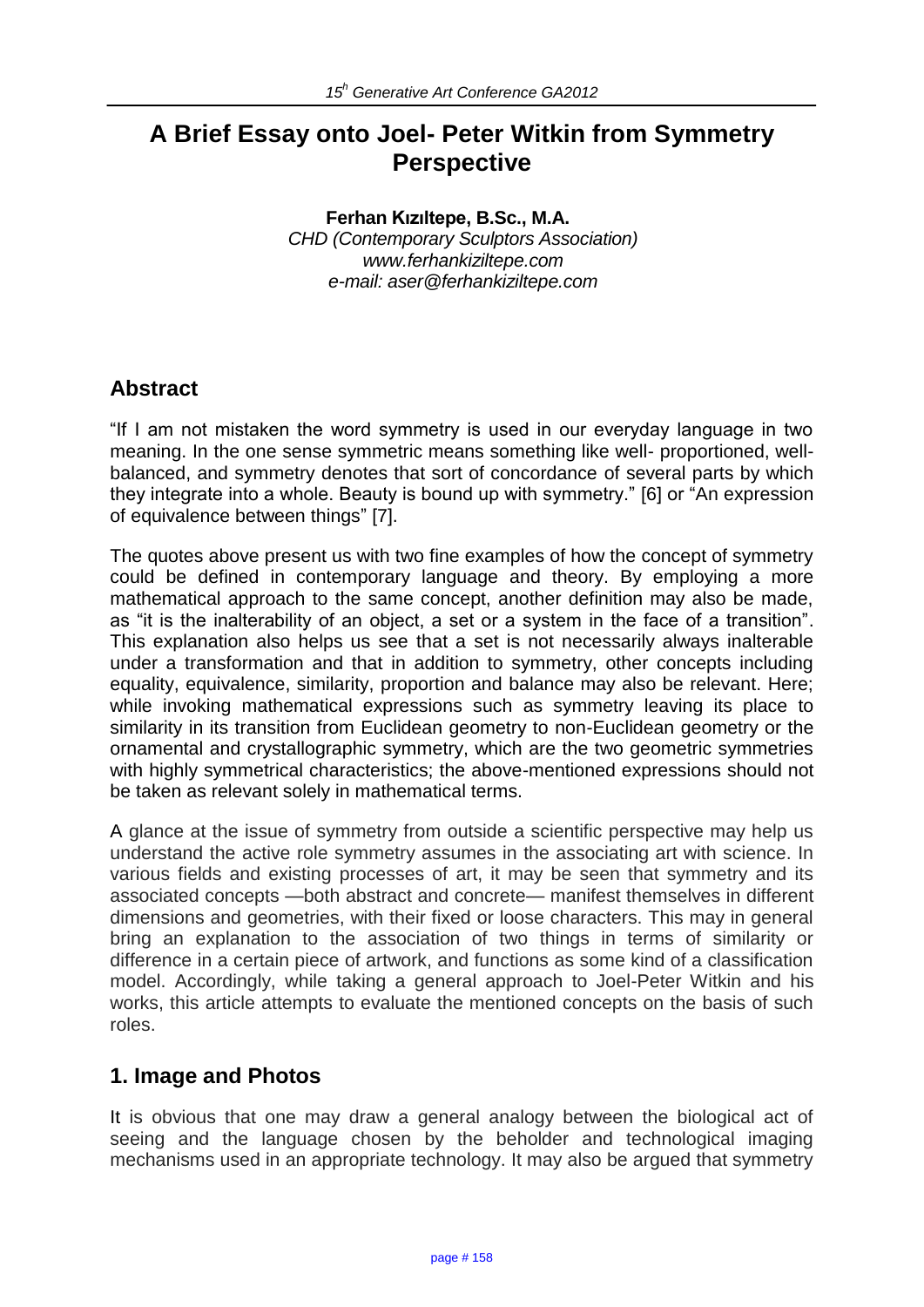# A Brief Essay onto Joel- Peter Witkin from Symmetry Perspective

**Ferhan Kızıltepe, B.Sc., M.A.**
*CHD (Contemporary Sculptors Association)*
*www.ferhankiziltepe.com*
*e-mail: aser@ferhankiziltepe.com*

## Abstract

"If I am not mistaken the word symmetry is used in our everyday language in two meaning. In the one sense symmetric means something like well- proportioned, well-balanced, and symmetry denotes that sort of concordance of several parts by which they integrate into a whole. Beauty is bound up with symmetry." [6] or "An expression of equivalence between things" [7].

The quotes above present us with two fine examples of how the concept of symmetry could be defined in contemporary language and theory. By employing a more mathematical approach to the same concept, another definition may also be made, as "it is the inalterability of an object, a set or a system in the face of a transition". This explanation also helps us see that a set is not necessarily always inalterable under a transformation and that in addition to symmetry, other concepts including equality, equivalence, similarity, proportion and balance may also be relevant. Here; while invoking mathematical expressions such as symmetry leaving its place to similarity in its transition from Euclidean geometry to non-Euclidean geometry or the ornamental and crystallographic symmetry, which are the two geometric symmetries with highly symmetrical characteristics; the above-mentioned expressions should not be taken as relevant solely in mathematical terms.

A glance at the issue of symmetry from outside a scientific perspective may help us understand the active role symmetry assumes in the associating art with science. In various fields and existing processes of art, it may be seen that symmetry and its associated concepts —both abstract and concrete— manifest themselves in different dimensions and geometries, with their fixed or loose characters. This may in general bring an explanation to the association of two things in terms of similarity or difference in a certain piece of artwork, and functions as some kind of a classification model. Accordingly, while taking a general approach to Joel-Peter Witkin and his works, this article attempts to evaluate the mentioned concepts on the basis of such roles.

## 1. Image and Photos

It is obvious that one may draw a general analogy between the biological act of seeing and the language chosen by the beholder and technological imaging mechanisms used in an appropriate technology. It may also be argued that symmetry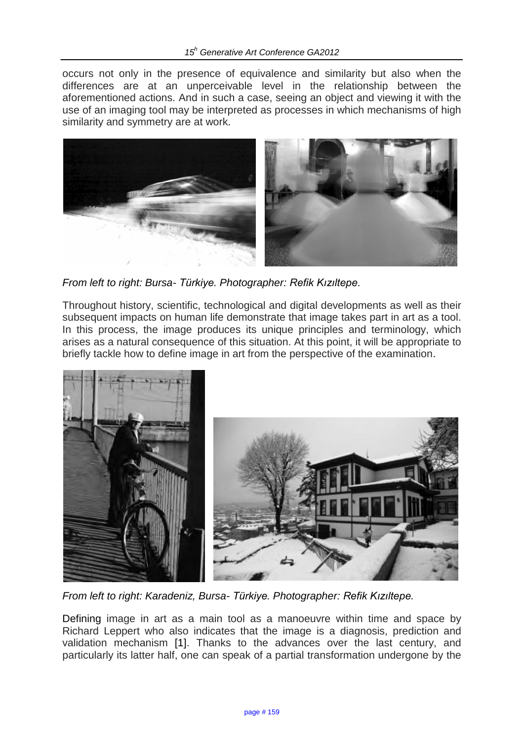occurs not only in the presence of equivalence and similarity but also when the differences are at an unperceivable level in the relationship between the aforementioned actions. And in such a case, seeing an object and viewing it with the use of an imaging tool may be interpreted as processes in which mechanisms of high similarity and symmetry are at work.

*From left to right: Bursa- Türkiye. Photographer: Refik Kızıltepe.*

Throughout history, scientific, technological and digital developments as well as their subsequent impacts on human life demonstrate that image takes part in art as a tool. In this process, the image produces its unique principles and terminology, which arises as a natural consequence of this situation. At this point, it will be appropriate to briefly tackle how to define image in art from the perspective of the examination.

*From left to right: Karadeniz, Bursa- Türkiye. Photographer: Refik Kızıltepe.*

Defining image in art as a main tool as a manoeuvre within time and space by Richard Leppert who also indicates that the image is a diagnosis, prediction and validation mechanism [1]. Thanks to the advances over the last century, and particularly its latter half, one can speak of a partial transformation undergone by the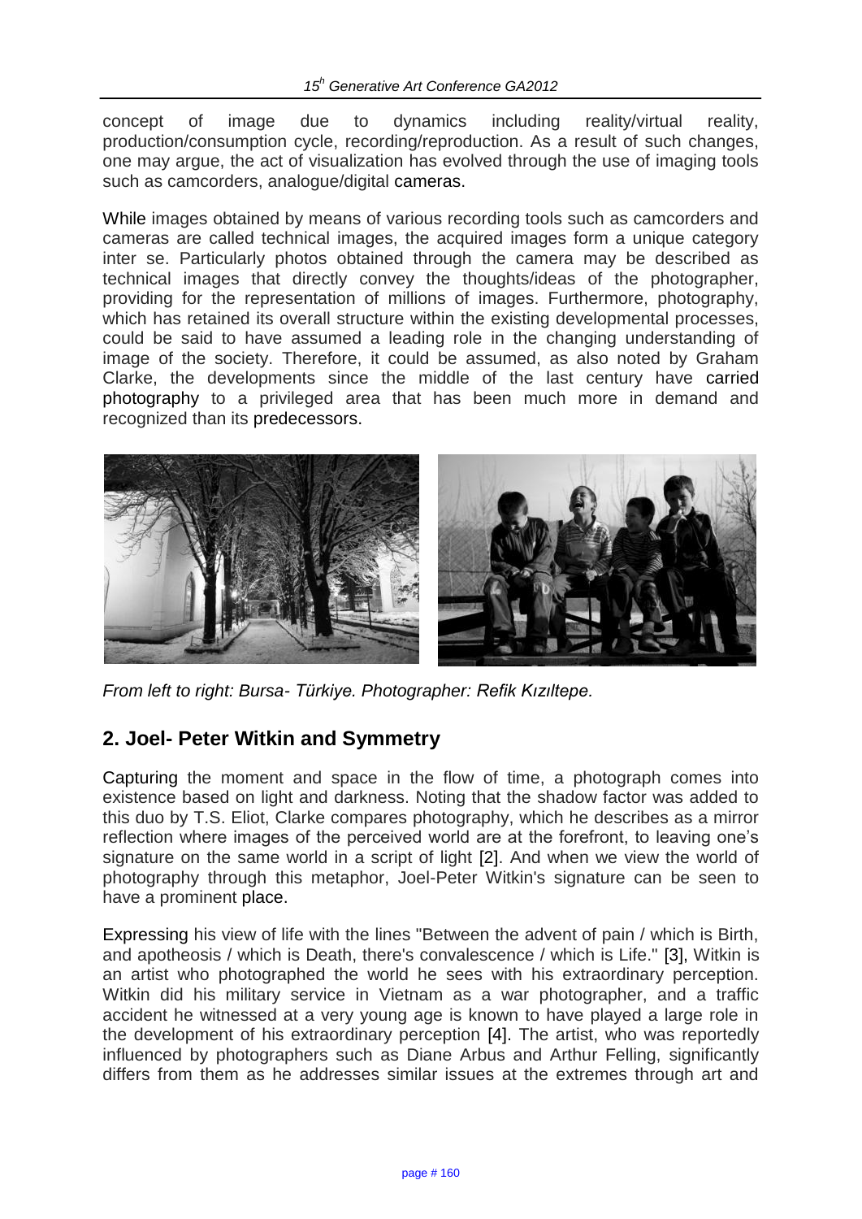concept of image due to dynamics including reality/virtual reality, production/consumption cycle, recording/reproduction. As a result of such changes, one may argue, the act of visualization has evolved through the use of imaging tools such as camcorders, analogue/digital cameras.

While images obtained by means of various recording tools such as camcorders and cameras are called technical images, the acquired images form a unique category inter se. Particularly photos obtained through the camera may be described as technical images that directly convey the thoughts/ideas of the photographer, providing for the representation of millions of images. Furthermore, photography, which has retained its overall structure within the existing developmental processes, could be said to have assumed a leading role in the changing understanding of image of the society. Therefore, it could be assumed, as also noted by Graham Clarke, the developments since the middle of the last century have carried photography to a privileged area that has been much more in demand and recognized than its predecessors.

*From left to right: Bursa- Türkiye. Photographer: Refik Kızıltepe.*

## 2. Joel- Peter Witkin and Symmetry

Capturing the moment and space in the flow of time, a photograph comes into existence based on light and darkness. Noting that the shadow factor was added to this duo by T.S. Eliot, Clarke compares photography, which he describes as a mirror reflection where images of the perceived world are at the forefront, to leaving one's signature on the same world in a script of light [2]. And when we view the world of photography through this metaphor, Joel-Peter Witkin's signature can be seen to have a prominent place.

Expressing his view of life with the lines "Between the advent of pain / which is Birth, and apotheosis / which is Death, there's convalescence / which is Life." [3], Witkin is an artist who photographed the world he sees with his extraordinary perception. Witkin did his military service in Vietnam as a war photographer, and a traffic accident he witnessed at a very young age is known to have played a large role in the development of his extraordinary perception [4]. The artist, who was reportedly influenced by photographers such as Diane Arbus and Arthur Felling, significantly differs from them as he addresses similar issues at the extremes through art and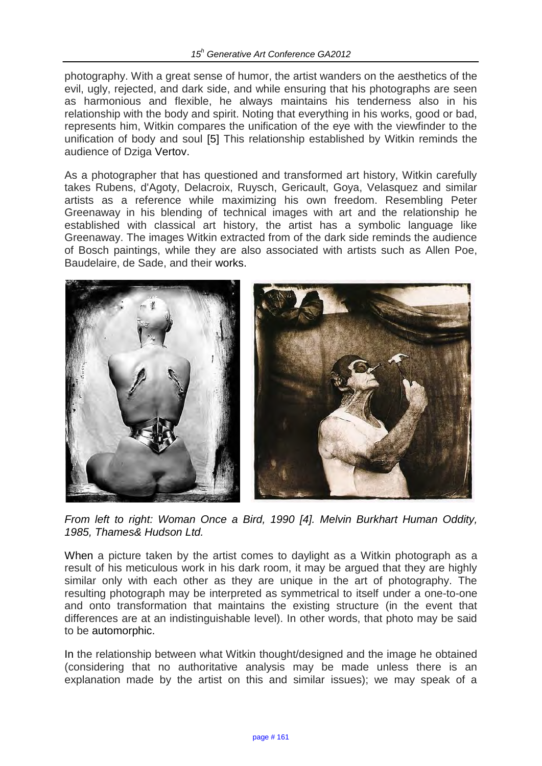photography. With a great sense of humor, the artist wanders on the aesthetics of the evil, ugly, rejected, and dark side, and while ensuring that his photographs are seen as harmonious and flexible, he always maintains his tenderness also in his relationship with the body and spirit. Noting that everything in his works, good or bad, represents him, Witkin compares the unification of the eye with the viewfinder to the unification of body and soul [5] This relationship established by Witkin reminds the audience of Dziga Vertov.

As a photographer that has questioned and transformed art history, Witkin carefully takes Rubens, d'Agoty, Delacroix, Ruysch, Gericault, Goya, Velasquez and similar artists as a reference while maximizing his own freedom. Resembling Peter Greenaway in his blending of technical images with art and the relationship he established with classical art history, the artist has a symbolic language like Greenaway. The images Witkin extracted from of the dark side reminds the audience of Bosch paintings, while they are also associated with artists such as Allen Poe, Baudelaire, de Sade, and their works.

*From left to right: Woman Once a Bird, 1990 [4]. Melvin Burkhart Human Oddity, 1985, Thames& Hudson Ltd.*

When a picture taken by the artist comes to daylight as a Witkin photograph as a result of his meticulous work in his dark room, it may be argued that they are highly similar only with each other as they are unique in the art of photography. The resulting photograph may be interpreted as symmetrical to itself under a one-to-one and onto transformation that maintains the existing structure (in the event that differences are at an indistinguishable level). In other words, that photo may be said to be automorphic.

In the relationship between what Witkin thought/designed and the image he obtained (considering that no authoritative analysis may be made unless there is an explanation made by the artist on this and similar issues); we may speak of a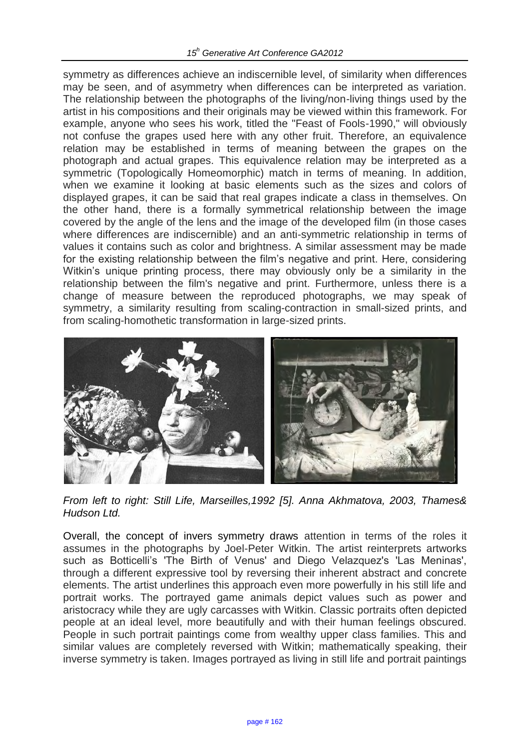symmetry as differences achieve an indiscernible level, of similarity when differences may be seen, and of asymmetry when differences can be interpreted as variation. The relationship between the photographs of the living/non-living things used by the artist in his compositions and their originals may be viewed within this framework. For example, anyone who sees his work, titled the "Feast of Fools-1990," will obviously not confuse the grapes used here with any other fruit. Therefore, an equivalence relation may be established in terms of meaning between the grapes on the photograph and actual grapes. This equivalence relation may be interpreted as a symmetric (Topologically Homeomorphic) match in terms of meaning. In addition, when we examine it looking at basic elements such as the sizes and colors of displayed grapes, it can be said that real grapes indicate a class in themselves. On the other hand, there is a formally symmetrical relationship between the image covered by the angle of the lens and the image of the developed film (in those cases where differences are indiscernible) and an anti-symmetric relationship in terms of values it contains such as color and brightness. A similar assessment may be made for the existing relationship between the film's negative and print. Here, considering Witkin's unique printing process, there may obviously only be a similarity in the relationship between the film's negative and print. Furthermore, unless there is a change of measure between the reproduced photographs, we may speak of symmetry, a similarity resulting from scaling-contraction in small-sized prints, and from scaling-homothetic transformation in large-sized prints.

*From left to right: Still Life, Marseilles,1992 [5]. Anna Akhmatova, 2003, Thames& Hudson Ltd.*

Overall, the concept of invers symmetry draws attention in terms of the roles it assumes in the photographs by Joel-Peter Witkin. The artist reinterprets artworks such as Botticelli's 'The Birth of Venus' and Diego Velazquez's 'Las Meninas', through a different expressive tool by reversing their inherent abstract and concrete elements. The artist underlines this approach even more powerfully in his still life and portrait works. The portrayed game animals depict values such as power and aristocracy while they are ugly carcasses with Witkin. Classic portraits often depicted people at an ideal level, more beautifully and with their human feelings obscured. People in such portrait paintings come from wealthy upper class families. This and similar values are completely reversed with Witkin; mathematically speaking, their inverse symmetry is taken. Images portrayed as living in still life and portrait paintings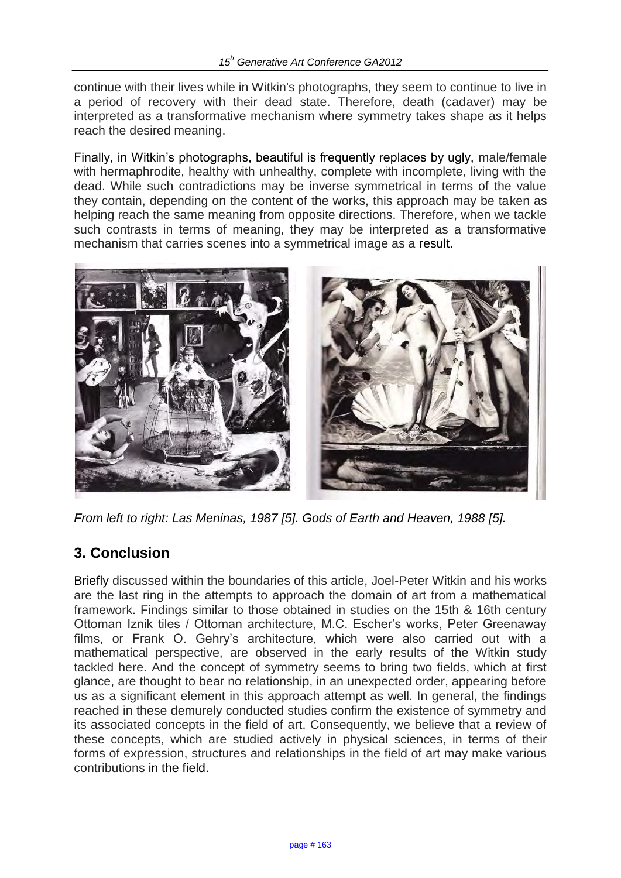continue with their lives while in Witkin's photographs, they seem to continue to live in a period of recovery with their dead state. Therefore, death (cadaver) may be interpreted as a transformative mechanism where symmetry takes shape as it helps reach the desired meaning.

Finally, in Witkin's photographs, beautiful is frequently replaces by ugly, male/female with hermaphrodite, healthy with unhealthy, complete with incomplete, living with the dead. While such contradictions may be inverse symmetrical in terms of the value they contain, depending on the content of the works, this approach may be taken as helping reach the same meaning from opposite directions. Therefore, when we tackle such contrasts in terms of meaning, they may be interpreted as a transformative mechanism that carries scenes into a symmetrical image as a result.

*From left to right: Las Meninas, 1987 [5]. Gods of Earth and Heaven, 1988 [5].*

## 3. Conclusion

Briefly discussed within the boundaries of this article, Joel-Peter Witkin and his works are the last ring in the attempts to approach the domain of art from a mathematical framework. Findings similar to those obtained in studies on the 15th & 16th century Ottoman Iznik tiles / Ottoman architecture, M.C. Escher's works, Peter Greenaway films, or Frank O. Gehry's architecture, which were also carried out with a mathematical perspective, are observed in the early results of the Witkin study tackled here. And the concept of symmetry seems to bring two fields, which at first glance, are thought to bear no relationship, in an unexpected order, appearing before us as a significant element in this approach attempt as well. In general, the findings reached in these demurely conducted studies confirm the existence of symmetry and its associated concepts in the field of art. Consequently, we believe that a review of these concepts, which are studied actively in physical sciences, in terms of their forms of expression, structures and relationships in the field of art may make various contributions in the field.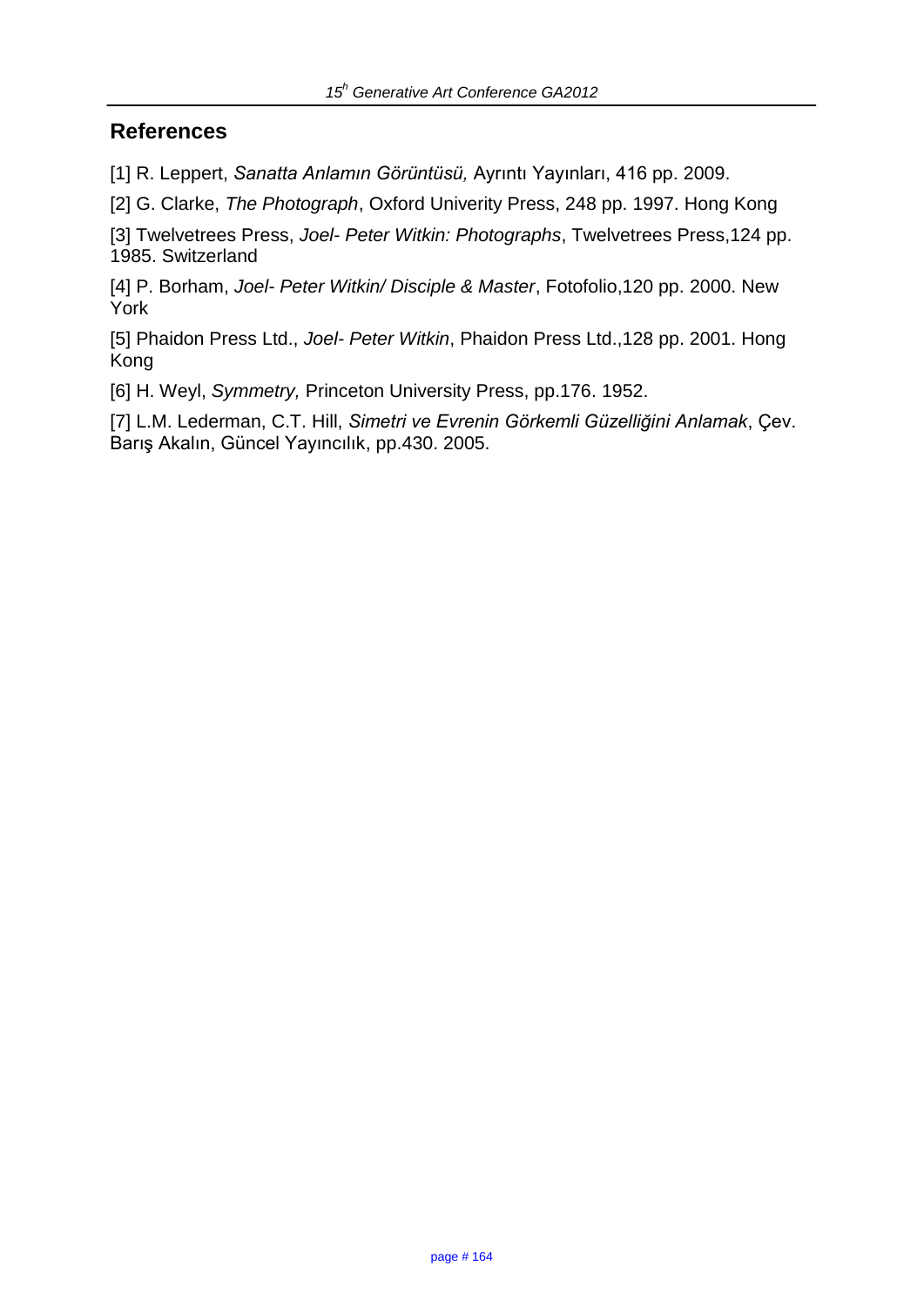## References

[1] R. Leppert, *Sanatta Anlamın Görüntüsü,* Ayrıntı Yayınları, 416 pp. 2009.

[2] G. Clarke, *The Photograph*, Oxford Univerity Press, 248 pp. 1997. Hong Kong

[3] Twelvetrees Press, *Joel- Peter Witkin: Photographs*, Twelvetrees Press,124 pp. 1985. Switzerland

[4] P. Borham, *Joel- Peter Witkin/ Disciple & Master*, Fotofolio,120 pp. 2000. New York

[5] Phaidon Press Ltd., *Joel- Peter Witkin*, Phaidon Press Ltd.,128 pp. 2001. Hong Kong

[6] H. Weyl, *Symmetry,* Princeton University Press, pp.176. 1952.

[7] L.M. Lederman, C.T. Hill, *Simetri ve Evrenin Görkemli Güzelliğini Anlamak*, Çev. Barış Akalın, Güncel Yayıncılık, pp.430. 2005.